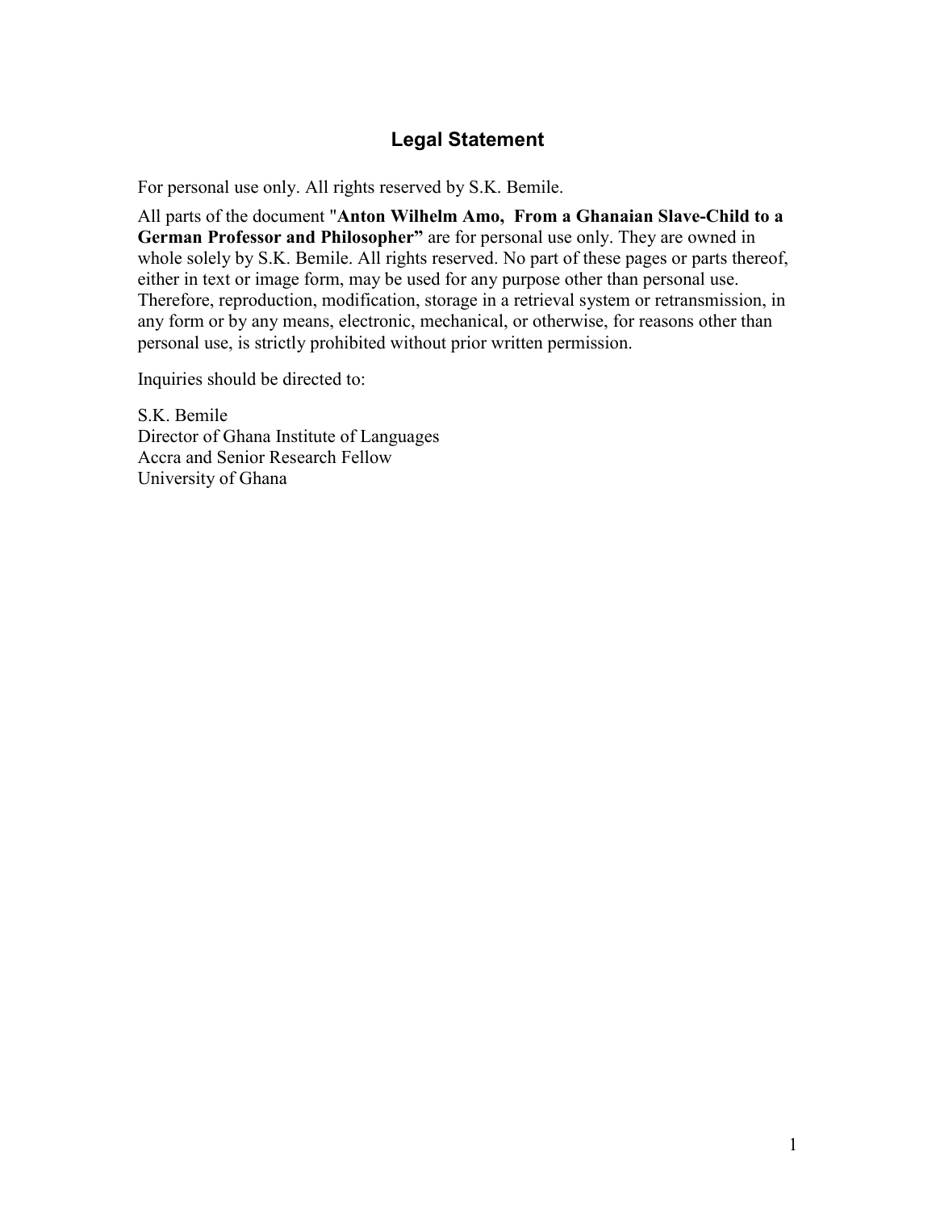# Legal Statement

For personal use only. All rights reserved by S.K. Bemile.

All parts of the document "**Anton Wilhelm Amo, From a Ghanaian Slave-Child to a German Professor and Philosopher"** are for personal use only. They are owned in whole solely by S.K. Bemile. All rights reserved. No part of these pages or parts thereof, either in text or image form, may be used for any purpose other than personal use. Therefore, reproduction, modification, storage in a retrieval system or retransmission, in any form or by any means, electronic, mechanical, or otherwise, for reasons other than personal use, is strictly prohibited without prior written permission.

Inquiries should be directed to:

S.K. Bemile
Director of Ghana Institute of Languages
Accra and Senior Research Fellow
University of Ghana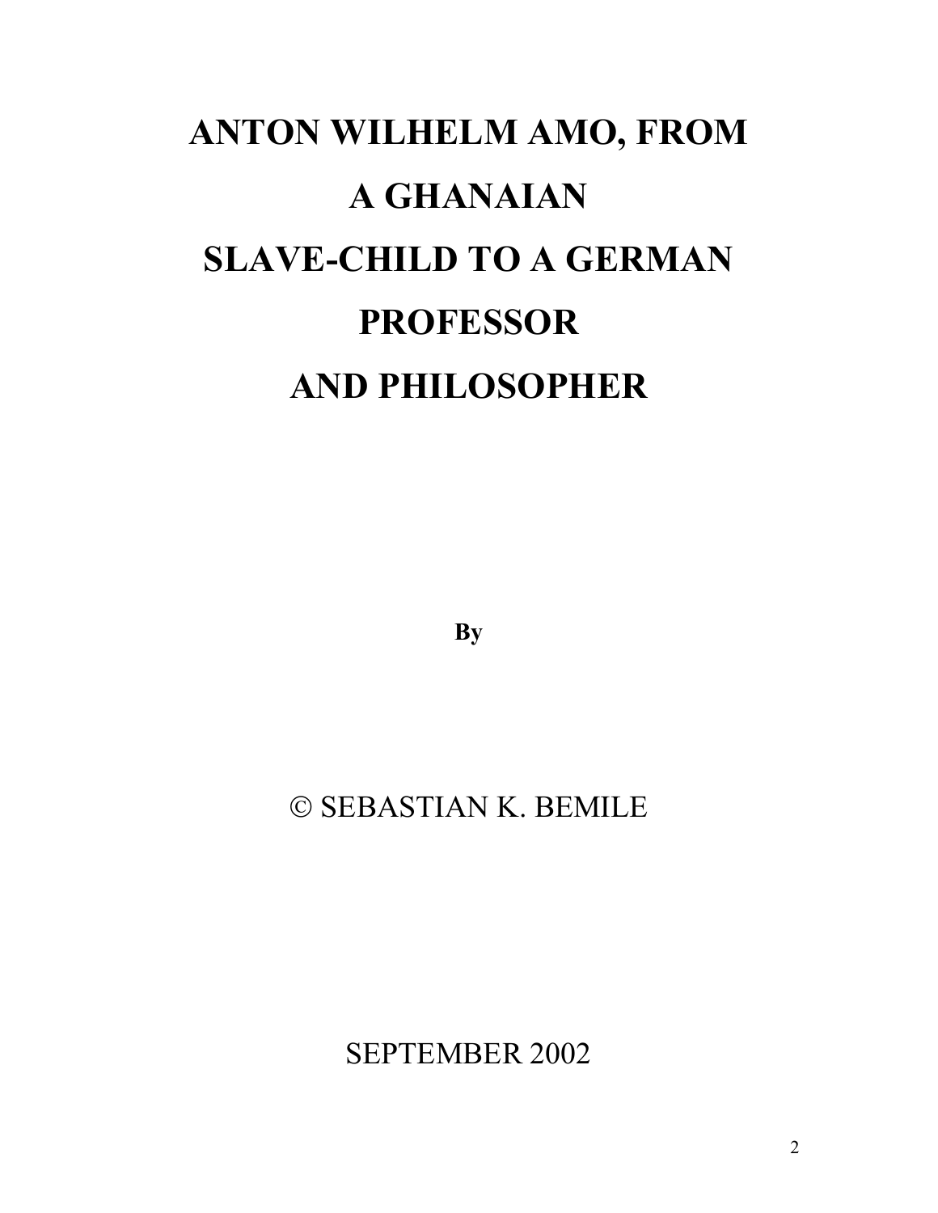# ANTON WILHELM AMO, FROM A GHANAIAN SLAVE-CHILD TO A GERMAN PROFESSOR AND PHILOSOPHER

**By**

© SEBASTIAN K. BEMILE

SEPTEMBER 2002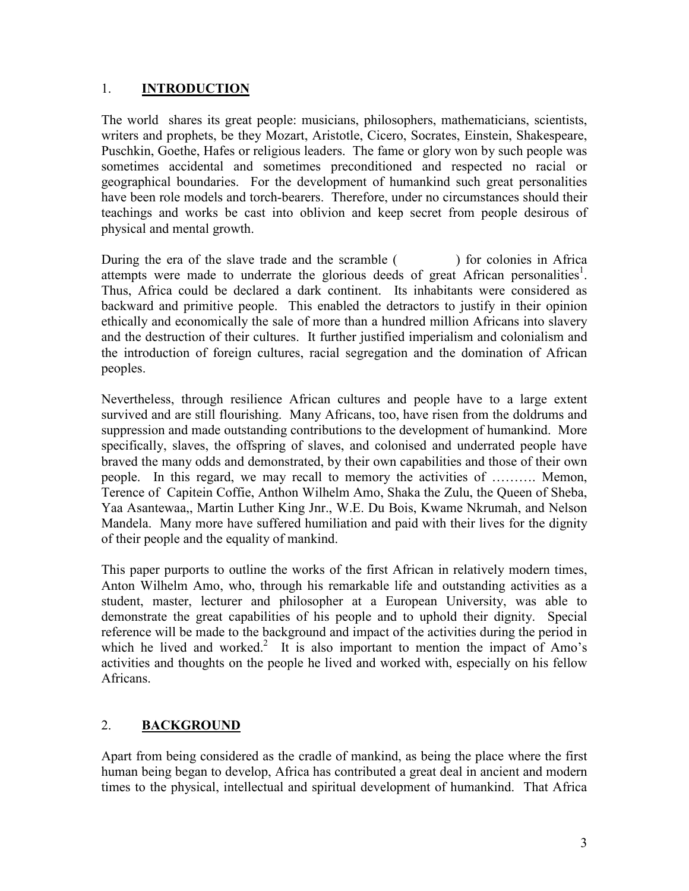## 1. INTRODUCTION

The world shares its great people: musicians, philosophers, mathematicians, scientists, writers and prophets, be they Mozart, Aristotle, Cicero, Socrates, Einstein, Shakespeare, Puschkin, Goethe, Hafes or religious leaders. The fame or glory won by such people was sometimes accidental and sometimes preconditioned and respected no racial or geographical boundaries. For the development of humankind such great personalities have been role models and torch-bearers. Therefore, under no circumstances should their teachings and works be cast into oblivion and keep secret from people desirous of physical and mental growth.

During the era of the slave trade and the scramble (            ) for colonies in Africa attempts were made to underrate the glorious deeds of great African personalities[1]. Thus, Africa could be declared a dark continent. Its inhabitants were considered as backward and primitive people. This enabled the detractors to justify in their opinion ethically and economically the sale of more than a hundred million Africans into slavery and the destruction of their cultures. It further justified imperialism and colonialism and the introduction of foreign cultures, racial segregation and the domination of African peoples.

Nevertheless, through resilience African cultures and people have to a large extent survived and are still flourishing. Many Africans, too, have risen from the doldrums and suppression and made outstanding contributions to the development of humankind. More specifically, slaves, the offspring of slaves, and colonised and underrated people have braved the many odds and demonstrated, by their own capabilities and those of their own people. In this regard, we may recall to memory the activities of ………. Memon, Terence of Capitein Coffie, Anthon Wilhelm Amo, Shaka the Zulu, the Queen of Sheba, Yaa Asantewaa,, Martin Luther King Jnr., W.E. Du Bois, Kwame Nkrumah, and Nelson Mandela. Many more have suffered humiliation and paid with their lives for the dignity of their people and the equality of mankind.

This paper purports to outline the works of the first African in relatively modern times, Anton Wilhelm Amo, who, through his remarkable life and outstanding activities as a student, master, lecturer and philosopher at a European University, was able to demonstrate the great capabilities of his people and to uphold their dignity. Special reference will be made to the background and impact of the activities during the period in which he lived and worked.[2] It is also important to mention the impact of Amo's activities and thoughts on the people he lived and worked with, especially on his fellow Africans.

## 2. BACKGROUND

Apart from being considered as the cradle of mankind, as being the place where the first human being began to develop, Africa has contributed a great deal in ancient and modern times to the physical, intellectual and spiritual development of humankind. That Africa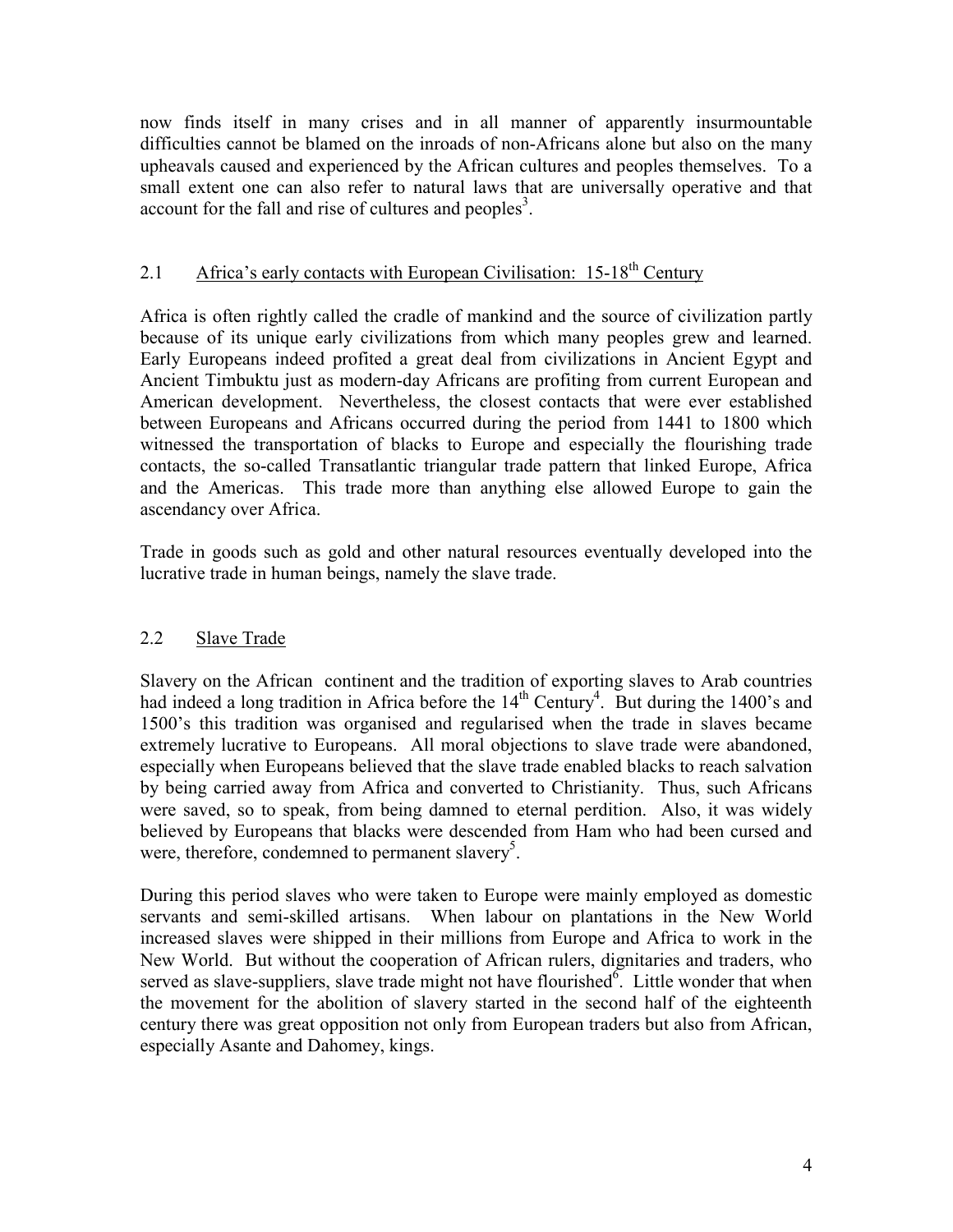now finds itself in many crises and in all manner of apparently insurmountable difficulties cannot be blamed on the inroads of non-Africans alone but also on the many upheavals caused and experienced by the African cultures and peoples themselves. To a small extent one can also refer to natural laws that are universally operative and that account for the fall and rise of cultures and peoples[3].

## 2.1 Africa's early contacts with European Civilisation: 15-18th Century

Africa is often rightly called the cradle of mankind and the source of civilization partly because of its unique early civilizations from which many peoples grew and learned. Early Europeans indeed profited a great deal from civilizations in Ancient Egypt and Ancient Timbuktu just as modern-day Africans are profiting from current European and American development. Nevertheless, the closest contacts that were ever established between Europeans and Africans occurred during the period from 1441 to 1800 which witnessed the transportation of blacks to Europe and especially the flourishing trade contacts, the so-called Transatlantic triangular trade pattern that linked Europe, Africa and the Americas. This trade more than anything else allowed Europe to gain the ascendancy over Africa.

Trade in goods such as gold and other natural resources eventually developed into the lucrative trade in human beings, namely the slave trade.

## 2.2 Slave Trade

Slavery on the African continent and the tradition of exporting slaves to Arab countries had indeed a long tradition in Africa before the 14th Century[4]. But during the 1400's and 1500's this tradition was organised and regularised when the trade in slaves became extremely lucrative to Europeans. All moral objections to slave trade were abandoned, especially when Europeans believed that the slave trade enabled blacks to reach salvation by being carried away from Africa and converted to Christianity. Thus, such Africans were saved, so to speak, from being damned to eternal perdition. Also, it was widely believed by Europeans that blacks were descended from Ham who had been cursed and were, therefore, condemned to permanent slavery[5].

During this period slaves who were taken to Europe were mainly employed as domestic servants and semi-skilled artisans. When labour on plantations in the New World increased slaves were shipped in their millions from Europe and Africa to work in the New World. But without the cooperation of African rulers, dignitaries and traders, who served as slave-suppliers, slave trade might not have flourished[6]. Little wonder that when the movement for the abolition of slavery started in the second half of the eighteenth century there was great opposition not only from European traders but also from African, especially Asante and Dahomey, kings.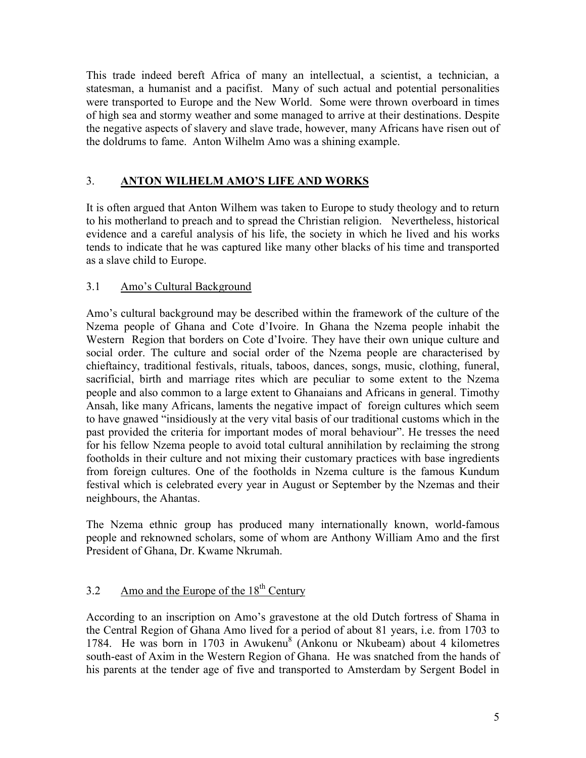This trade indeed bereft Africa of many an intellectual, a scientist, a technician, a statesman, a humanist and a pacifist. Many of such actual and potential personalities were transported to Europe and the New World. Some were thrown overboard in times of high sea and stormy weather and some managed to arrive at their destinations. Despite the negative aspects of slavery and slave trade, however, many Africans have risen out of the doldrums to fame. Anton Wilhelm Amo was a shining example.

## 3. <u>ANTON WILHELM AMO'S LIFE AND WORKS</u>

It is often argued that Anton Wilhem was taken to Europe to study theology and to return to his motherland to preach and to spread the Christian religion. Nevertheless, historical evidence and a careful analysis of his life, the society in which he lived and his works tends to indicate that he was captured like many other blacks of his time and transported as a slave child to Europe.

### 3.1 <u>Amo's Cultural Background</u>

Amo's cultural background may be described within the framework of the culture of the Nzema people of Ghana and Cote d'Ivoire. In Ghana the Nzema people inhabit the Western Region that borders on Cote d'Ivoire. They have their own unique culture and social order. The culture and social order of the Nzema people are characterised by chieftaincy, traditional festivals, rituals, taboos, dances, songs, music, clothing, funeral, sacrificial, birth and marriage rites which are peculiar to some extent to the Nzema people and also common to a large extent to Ghanaians and Africans in general. Timothy Ansah, like many Africans, laments the negative impact of foreign cultures which seem to have gnawed "insidiously at the very vital basis of our traditional customs which in the past provided the criteria for important modes of moral behaviour". He tresses the need for his fellow Nzema people to avoid total cultural annihilation by reclaiming the strong footholds in their culture and not mixing their customary practices with base ingredients from foreign cultures. One of the footholds in Nzema culture is the famous Kundum festival which is celebrated every year in August or September by the Nzemas and their neighbours, the Ahantas.

The Nzema ethnic group has produced many internationally known, world-famous people and reknowned scholars, some of whom are Anthony William Amo and the first President of Ghana, Dr. Kwame Nkrumah.

### 3.2 <u>Amo and the Europe of the 18th Century</u>

According to an inscription on Amo's gravestone at the old Dutch fortress of Shama in the Central Region of Ghana Amo lived for a period of about 81 years, i.e. from 1703 to 1784. He was born in 1703 in Awukenu[8] (Ankonu or Nkubeam) about 4 kilometres south-east of Axim in the Western Region of Ghana. He was snatched from the hands of his parents at the tender age of five and transported to Amsterdam by Sergent Bodel in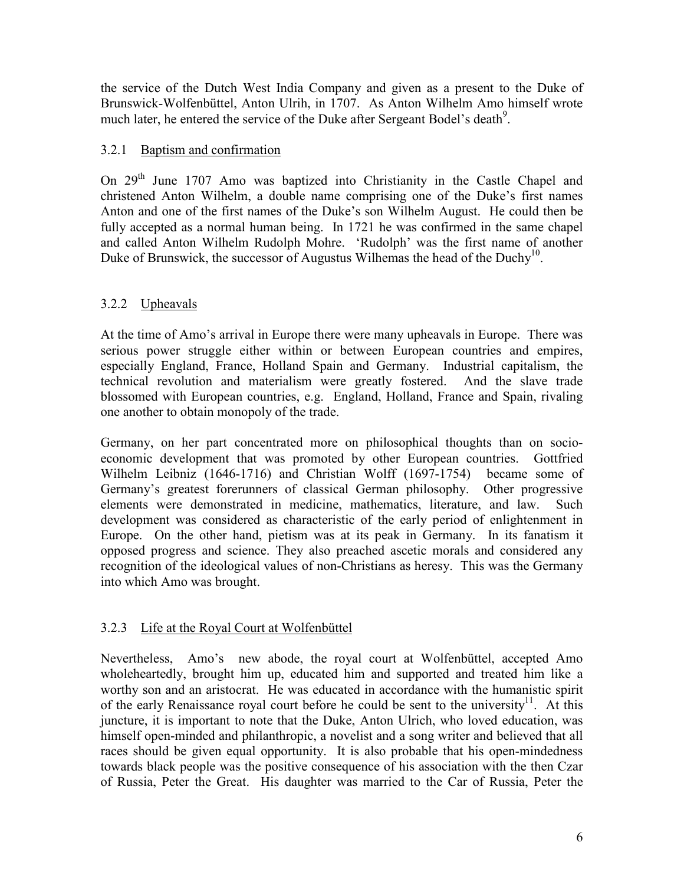the service of the Dutch West India Company and given as a present to the Duke of Brunswick-Wolfenbüttel, Anton Ulrih, in 1707. As Anton Wilhelm Amo himself wrote much later, he entered the service of the Duke after Sergeant Bodel's death[9].

### 3.2.1 Baptism and confirmation

On 29th June 1707 Amo was baptized into Christianity in the Castle Chapel and christened Anton Wilhelm, a double name comprising one of the Duke's first names Anton and one of the first names of the Duke's son Wilhelm August. He could then be fully accepted as a normal human being. In 1721 he was confirmed in the same chapel and called Anton Wilhelm Rudolph Mohre. 'Rudolph' was the first name of another Duke of Brunswick, the successor of Augustus Wilhemas the head of the Duchy[10].

### 3.2.2 Upheavals

At the time of Amo's arrival in Europe there were many upheavals in Europe. There was serious power struggle either within or between European countries and empires, especially England, France, Holland Spain and Germany. Industrial capitalism, the technical revolution and materialism were greatly fostered. And the slave trade blossomed with European countries, e.g. England, Holland, France and Spain, rivaling one another to obtain monopoly of the trade.

Germany, on her part concentrated more on philosophical thoughts than on socio-economic development that was promoted by other European countries. Gottfried Wilhelm Leibniz (1646-1716) and Christian Wolff (1697-1754) became some of Germany's greatest forerunners of classical German philosophy. Other progressive elements were demonstrated in medicine, mathematics, literature, and law. Such development was considered as characteristic of the early period of enlightenment in Europe. On the other hand, pietism was at its peak in Germany. In its fanatism it opposed progress and science. They also preached ascetic morals and considered any recognition of the ideological values of non-Christians as heresy. This was the Germany into which Amo was brought.

### 3.2.3 Life at the Royal Court at Wolfenbüttel

Nevertheless, Amo's new abode, the royal court at Wolfenbüttel, accepted Amo wholeheartedly, brought him up, educated him and supported and treated him like a worthy son and an aristocrat. He was educated in accordance with the humanistic spirit of the early Renaissance royal court before he could be sent to the university[11]. At this juncture, it is important to note that the Duke, Anton Ulrich, who loved education, was himself open-minded and philanthropic, a novelist and a song writer and believed that all races should be given equal opportunity. It is also probable that his open-mindedness towards black people was the positive consequence of his association with the then Czar of Russia, Peter the Great. His daughter was married to the Car of Russia, Peter the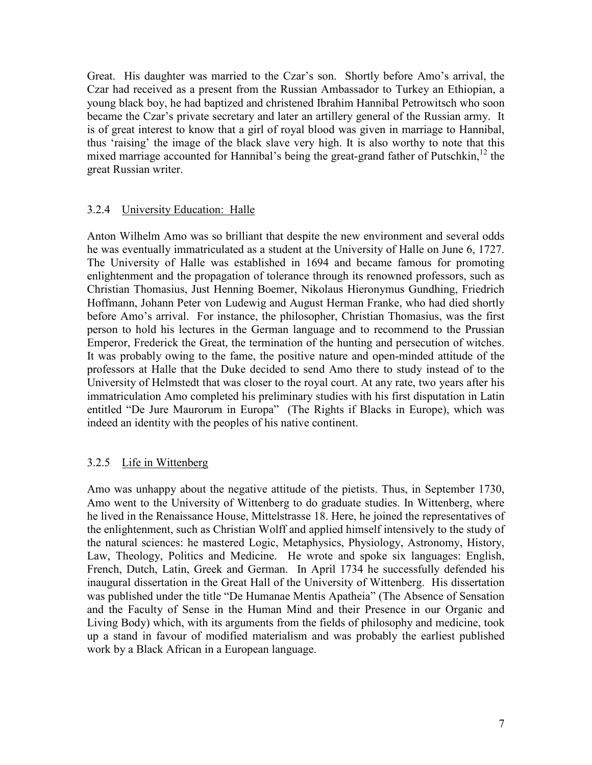Great. His daughter was married to the Czar's son. Shortly before Amo's arrival, the Czar had received as a present from the Russian Ambassador to Turkey an Ethiopian, a young black boy, he had baptized and christened Ibrahim Hannibal Petrowitsch who soon became the Czar's private secretary and later an artillery general of the Russian army. It is of great interest to know that a girl of royal blood was given in marriage to Hannibal, thus 'raising' the image of the black slave very high. It is also worthy to note that this mixed marriage accounted for Hannibal's being the great-grand father of Putschkin,[12] the great Russian writer.

### 3.2.4 University Education: Halle

Anton Wilhelm Amo was so brilliant that despite the new environment and several odds he was eventually immatriculated as a student at the University of Halle on June 6, 1727. The University of Halle was established in 1694 and became famous for promoting enlightenment and the propagation of tolerance through its renowned professors, such as Christian Thomasius, Just Henning Boemer, Nikolaus Hieronymus Gundhing, Friedrich Hoffmann, Johann Peter von Ludewig and August Herman Franke, who had died shortly before Amo's arrival. For instance, the philosopher, Christian Thomasius, was the first person to hold his lectures in the German language and to recommend to the Prussian Emperor, Frederick the Great, the termination of the hunting and persecution of witches. It was probably owing to the fame, the positive nature and open-minded attitude of the professors at Halle that the Duke decided to send Amo there to study instead of to the University of Helmstedt that was closer to the royal court. At any rate, two years after his immatriculation Amo completed his preliminary studies with his first disputation in Latin entitled "De Jure Maurorum in Europa" (The Rights if Blacks in Europe), which was indeed an identity with the peoples of his native continent.

### 3.2.5 Life in Wittenberg

Amo was unhappy about the negative attitude of the pietists. Thus, in September 1730, Amo went to the University of Wittenberg to do graduate studies. In Wittenberg, where he lived in the Renaissance House, Mittelstrasse 18. Here, he joined the representatives of the enlightenment, such as Christian Wolff and applied himself intensively to the study of the natural sciences: he mastered Logic, Metaphysics, Physiology, Astronomy, History, Law, Theology, Politics and Medicine. He wrote and spoke six languages: English, French, Dutch, Latin, Greek and German. In April 1734 he successfully defended his inaugural dissertation in the Great Hall of the University of Wittenberg. His dissertation was published under the title "De Humanae Mentis Apatheia" (The Absence of Sensation and the Faculty of Sense in the Human Mind and their Presence in our Organic and Living Body) which, with its arguments from the fields of philosophy and medicine, took up a stand in favour of modified materialism and was probably the earliest published work by a Black African in a European language.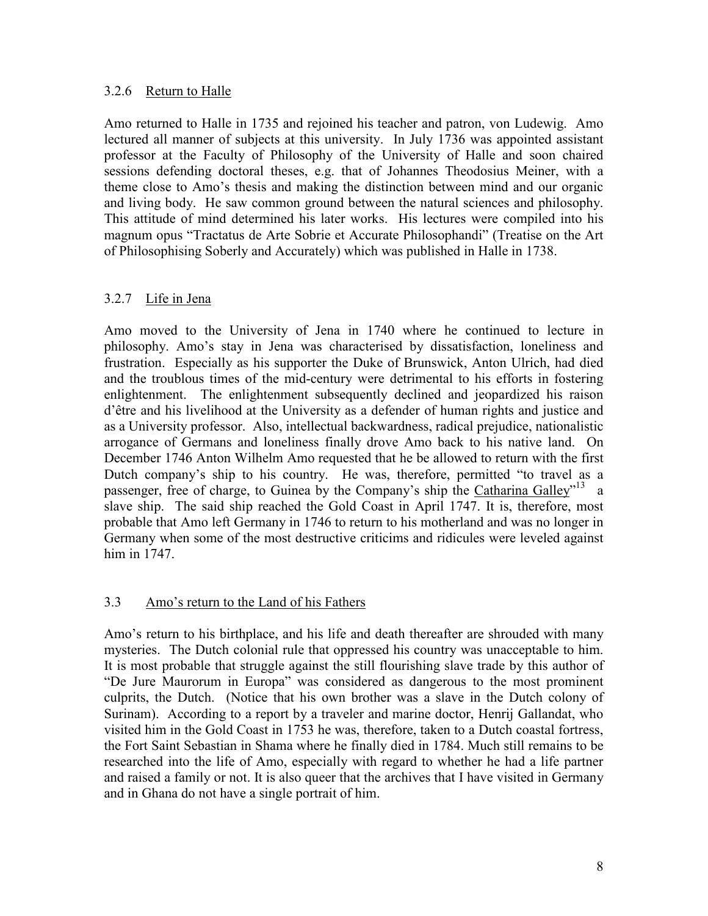### 3.2.6 Return to Halle

Amo returned to Halle in 1735 and rejoined his teacher and patron, von Ludewig. Amo lectured all manner of subjects at this university. In July 1736 was appointed assistant professor at the Faculty of Philosophy of the University of Halle and soon chaired sessions defending doctoral theses, e.g. that of Johannes Theodosius Meiner, with a theme close to Amo's thesis and making the distinction between mind and our organic and living body. He saw common ground between the natural sciences and philosophy. This attitude of mind determined his later works. His lectures were compiled into his magnum opus "Tractatus de Arte Sobrie et Accurate Philosophandi" (Treatise on the Art of Philosophising Soberly and Accurately) which was published in Halle in 1738.

### 3.2.7 Life in Jena

Amo moved to the University of Jena in 1740 where he continued to lecture in philosophy. Amo's stay in Jena was characterised by dissatisfaction, loneliness and frustration. Especially as his supporter the Duke of Brunswick, Anton Ulrich, had died and the troublous times of the mid-century were detrimental to his efforts in fostering enlightenment. The enlightenment subsequently declined and jeopardized his raison d'être and his livelihood at the University as a defender of human rights and justice and as a University professor. Also, intellectual backwardness, radical prejudice, nationalistic arrogance of Germans and loneliness finally drove Amo back to his native land. On December 1746 Anton Wilhelm Amo requested that he be allowed to return with the first Dutch company's ship to his country. He was, therefore, permitted "to travel as a passenger, free of charge, to Guinea by the Company's ship the Catharina Galley"[13] a slave ship. The said ship reached the Gold Coast in April 1747. It is, therefore, most probable that Amo left Germany in 1746 to return to his motherland and was no longer in Germany when some of the most destructive criticims and ridicules were leveled against him in 1747.

## 3.3 Amo's return to the Land of his Fathers

Amo's return to his birthplace, and his life and death thereafter are shrouded with many mysteries. The Dutch colonial rule that oppressed his country was unacceptable to him. It is most probable that struggle against the still flourishing slave trade by this author of "De Jure Maurorum in Europa" was considered as dangerous to the most prominent culprits, the Dutch. (Notice that his own brother was a slave in the Dutch colony of Surinam). According to a report by a traveler and marine doctor, Henrij Gallandat, who visited him in the Gold Coast in 1753 he was, therefore, taken to a Dutch coastal fortress, the Fort Saint Sebastian in Shama where he finally died in 1784. Much still remains to be researched into the life of Amo, especially with regard to whether he had a life partner and raised a family or not. It is also queer that the archives that I have visited in Germany and in Ghana do not have a single portrait of him.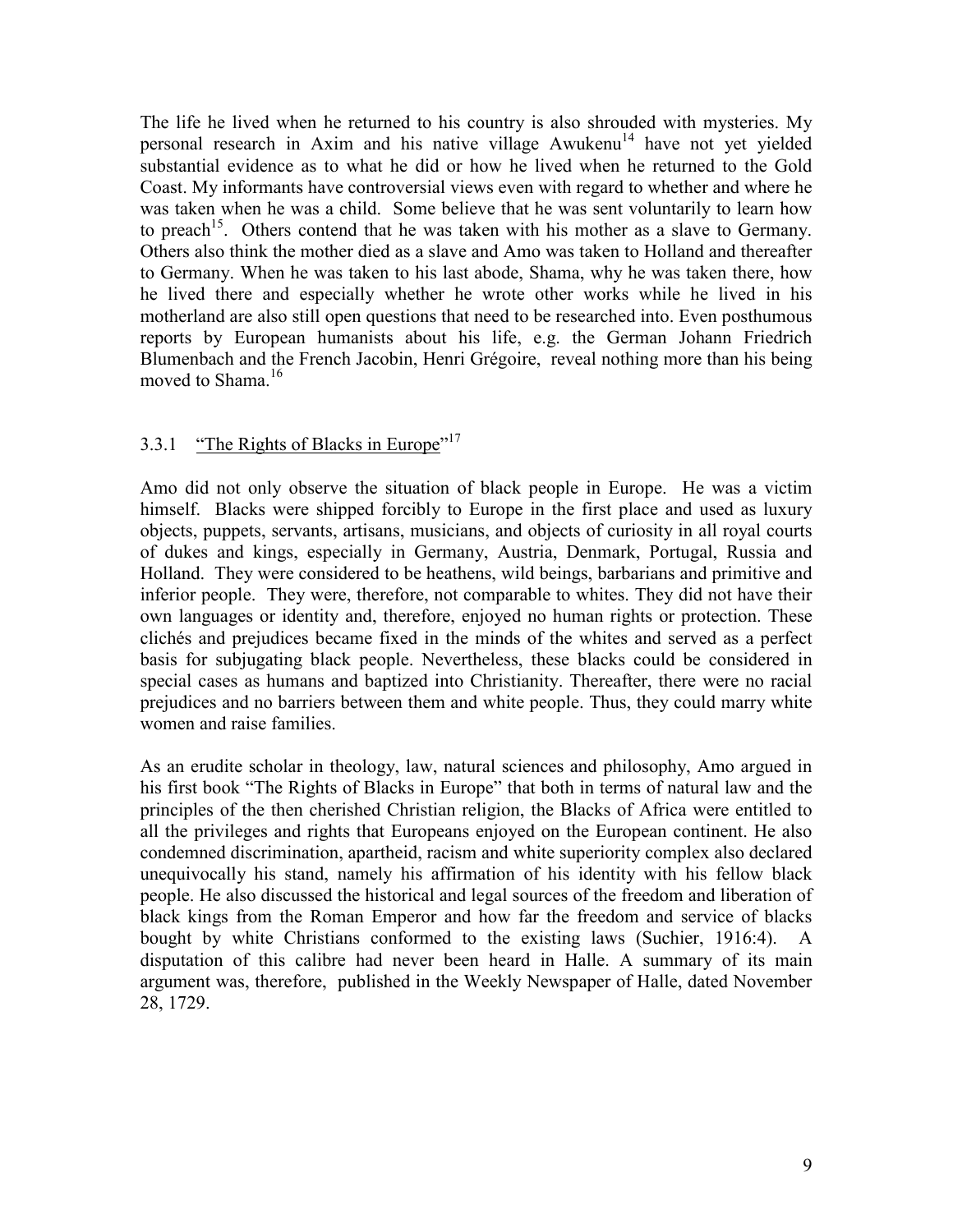The life he lived when he returned to his country is also shrouded with mysteries. My personal research in Axim and his native village Awukenu[14] have not yet yielded substantial evidence as to what he did or how he lived when he returned to the Gold Coast. My informants have controversial views even with regard to whether and where he was taken when he was a child. Some believe that he was sent voluntarily to learn how to preach[15]. Others contend that he was taken with his mother as a slave to Germany. Others also think the mother died as a slave and Amo was taken to Holland and thereafter to Germany. When he was taken to his last abode, Shama, why he was taken there, how he lived there and especially whether he wrote other works while he lived in his motherland are also still open questions that need to be researched into. Even posthumous reports by European humanists about his life, e.g. the German Johann Friedrich Blumenbach and the French Jacobin, Henri Grégoire, reveal nothing more than his being moved to Shama.[16]

### 3.3.1 "The Rights of Blacks in Europe"[17]

Amo did not only observe the situation of black people in Europe. He was a victim himself. Blacks were shipped forcibly to Europe in the first place and used as luxury objects, puppets, servants, artisans, musicians, and objects of curiosity in all royal courts of dukes and kings, especially in Germany, Austria, Denmark, Portugal, Russia and Holland. They were considered to be heathens, wild beings, barbarians and primitive and inferior people. They were, therefore, not comparable to whites. They did not have their own languages or identity and, therefore, enjoyed no human rights or protection. These clichés and prejudices became fixed in the minds of the whites and served as a perfect basis for subjugating black people. Nevertheless, these blacks could be considered in special cases as humans and baptized into Christianity. Thereafter, there were no racial prejudices and no barriers between them and white people. Thus, they could marry white women and raise families.

As an erudite scholar in theology, law, natural sciences and philosophy, Amo argued in his first book "The Rights of Blacks in Europe" that both in terms of natural law and the principles of the then cherished Christian religion, the Blacks of Africa were entitled to all the privileges and rights that Europeans enjoyed on the European continent. He also condemned discrimination, apartheid, racism and white superiority complex also declared unequivocally his stand, namely his affirmation of his identity with his fellow black people. He also discussed the historical and legal sources of the freedom and liberation of black kings from the Roman Emperor and how far the freedom and service of blacks bought by white Christians conformed to the existing laws (Suchier, 1916:4). A disputation of this calibre had never been heard in Halle. A summary of its main argument was, therefore, published in the Weekly Newspaper of Halle, dated November 28, 1729.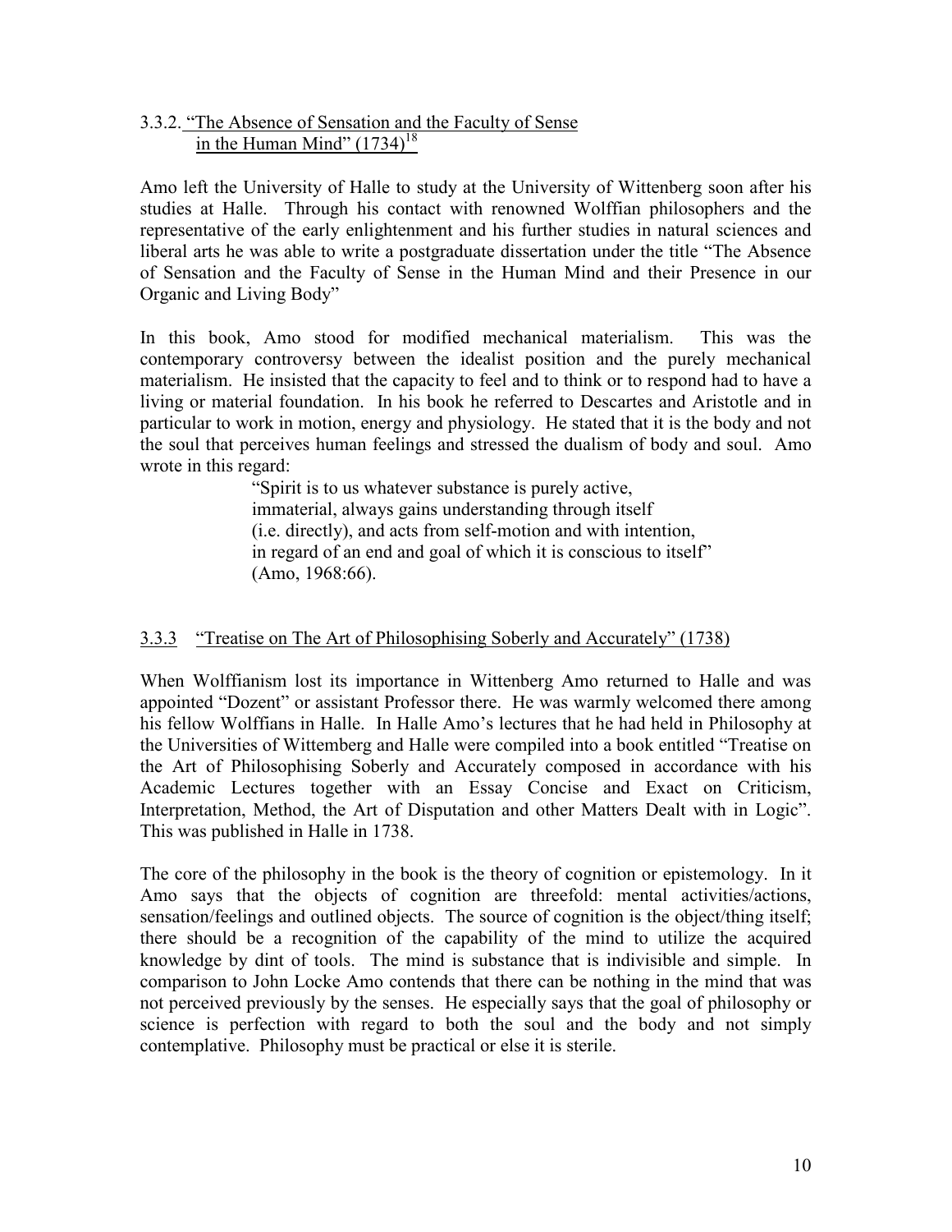### 3.3.2. "The Absence of Sensation and the Faculty of Sense in the Human Mind" (1734)[18]

Amo left the University of Halle to study at the University of Wittenberg soon after his studies at Halle. Through his contact with renowned Wolffian philosophers and the representative of the early enlightenment and his further studies in natural sciences and liberal arts he was able to write a postgraduate dissertation under the title "The Absence of Sensation and the Faculty of Sense in the Human Mind and their Presence in our Organic and Living Body"

In this book, Amo stood for modified mechanical materialism. This was the contemporary controversy between the idealist position and the purely mechanical materialism. He insisted that the capacity to feel and to think or to respond had to have a living or material foundation. In his book he referred to Descartes and Aristotle and in particular to work in motion, energy and physiology. He stated that it is the body and not the soul that perceives human feelings and stressed the dualism of body and soul. Amo wrote in this regard:

> "Spirit is to us whatever substance is purely active, immaterial, always gains understanding through itself (i.e. directly), and acts from self-motion and with intention, in regard of an end and goal of which it is conscious to itself" (Amo, 1968:66).

### 3.3.3 "Treatise on The Art of Philosophising Soberly and Accurately" (1738)

When Wolffianism lost its importance in Wittenberg Amo returned to Halle and was appointed "Dozent" or assistant Professor there. He was warmly welcomed there among his fellow Wolffians in Halle. In Halle Amo's lectures that he had held in Philosophy at the Universities of Wittemberg and Halle were compiled into a book entitled "Treatise on the Art of Philosophising Soberly and Accurately composed in accordance with his Academic Lectures together with an Essay Concise and Exact on Criticism, Interpretation, Method, the Art of Disputation and other Matters Dealt with in Logic". This was published in Halle in 1738.

The core of the philosophy in the book is the theory of cognition or epistemology. In it Amo says that the objects of cognition are threefold: mental activities/actions, sensation/feelings and outlined objects. The source of cognition is the object/thing itself; there should be a recognition of the capability of the mind to utilize the acquired knowledge by dint of tools. The mind is substance that is indivisible and simple. In comparison to John Locke Amo contends that there can be nothing in the mind that was not perceived previously by the senses. He especially says that the goal of philosophy or science is perfection with regard to both the soul and the body and not simply contemplative. Philosophy must be practical or else it is sterile.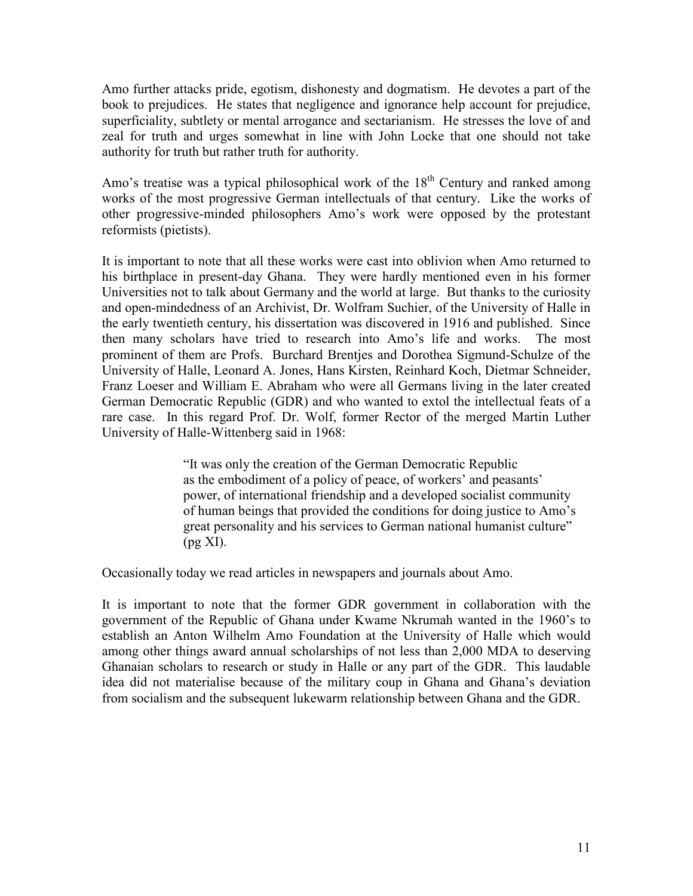Amo further attacks pride, egotism, dishonesty and dogmatism. He devotes a part of the book to prejudices. He states that negligence and ignorance help account for prejudice, superficiality, subtlety or mental arrogance and sectarianism. He stresses the love of and zeal for truth and urges somewhat in line with John Locke that one should not take authority for truth but rather truth for authority.

Amo's treatise was a typical philosophical work of the 18th Century and ranked among works of the most progressive German intellectuals of that century. Like the works of other progressive-minded philosophers Amo's work were opposed by the protestant reformists (pietists).

It is important to note that all these works were cast into oblivion when Amo returned to his birthplace in present-day Ghana. They were hardly mentioned even in his former Universities not to talk about Germany and the world at large. But thanks to the curiosity and open-mindedness of an Archivist, Dr. Wolfram Suchier, of the University of Halle in the early twentieth century, his dissertation was discovered in 1916 and published. Since then many scholars have tried to research into Amo's life and works. The most prominent of them are Profs. Burchard Brentjes and Dorothea Sigmund-Schulze of the University of Halle, Leonard A. Jones, Hans Kirsten, Reinhard Koch, Dietmar Schneider, Franz Loeser and William E. Abraham who were all Germans living in the later created German Democratic Republic (GDR) and who wanted to extol the intellectual feats of a rare case. In this regard Prof. Dr. Wolf, former Rector of the merged Martin Luther University of Halle-Wittenberg said in 1968:

> "It was only the creation of the German Democratic Republic as the embodiment of a policy of peace, of workers' and peasants' power, of international friendship and a developed socialist community of human beings that provided the conditions for doing justice to Amo's great personality and his services to German national humanist culture" (pg XI).

Occasionally today we read articles in newspapers and journals about Amo.

It is important to note that the former GDR government in collaboration with the government of the Republic of Ghana under Kwame Nkrumah wanted in the 1960's to establish an Anton Wilhelm Amo Foundation at the University of Halle which would among other things award annual scholarships of not less than 2,000 MDA to deserving Ghanaian scholars to research or study in Halle or any part of the GDR. This laudable idea did not materialise because of the military coup in Ghana and Ghana's deviation from socialism and the subsequent lukewarm relationship between Ghana and the GDR.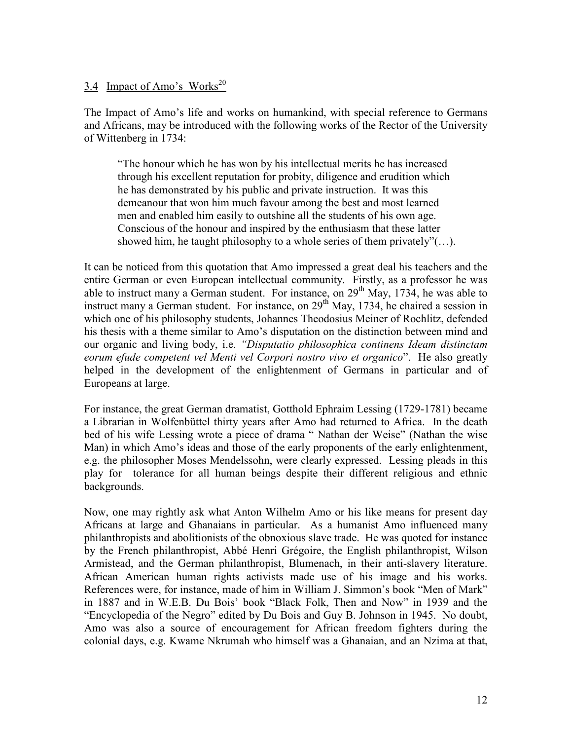## 3.4 Impact of Amo's Works[20]

The Impact of Amo's life and works on humankind, with special reference to Germans and Africans, may be introduced with the following works of the Rector of the University of Wittenberg in 1734:

> "The honour which he has won by his intellectual merits he has increased through his excellent reputation for probity, diligence and erudition which he has demonstrated by his public and private instruction. It was this demeanour that won him much favour among the best and most learned men and enabled him easily to outshine all the students of his own age. Conscious of the honour and inspired by the enthusiasm that these latter showed him, he taught philosophy to a whole series of them privately"(…).

It can be noticed from this quotation that Amo impressed a great deal his teachers and the entire German or even European intellectual community. Firstly, as a professor he was able to instruct many a German student. For instance, on 29th May, 1734, he was able to instruct many a German student. For instance, on 29th May, 1734, he chaired a session in which one of his philosophy students, Johannes Theodosius Meiner of Rochlitz, defended his thesis with a theme similar to Amo's disputation on the distinction between mind and our organic and living body, i.e. *"Disputatio philosophica continens Ideam distinctam eorum efude competent vel Menti vel Corpori nostro vivo et organico*". He also greatly helped in the development of the enlightenment of Germans in particular and of Europeans at large.

For instance, the great German dramatist, Gotthold Ephraim Lessing (1729-1781) became a Librarian in Wolfenbüttel thirty years after Amo had returned to Africa. In the death bed of his wife Lessing wrote a piece of drama " Nathan der Weise" (Nathan the wise Man) in which Amo's ideas and those of the early proponents of the early enlightenment, e.g. the philosopher Moses Mendelssohn, were clearly expressed. Lessing pleads in this play for tolerance for all human beings despite their different religious and ethnic backgrounds.

Now, one may rightly ask what Anton Wilhelm Amo or his like means for present day Africans at large and Ghanaians in particular. As a humanist Amo influenced many philanthropists and abolitionists of the obnoxious slave trade. He was quoted for instance by the French philanthropist, Abbé Henri Grégoire, the English philanthropist, Wilson Armistead, and the German philanthropist, Blumenach, in their anti-slavery literature. African American human rights activists made use of his image and his works. References were, for instance, made of him in William J. Simmon's book "Men of Mark" in 1887 and in W.E.B. Du Bois' book "Black Folk, Then and Now" in 1939 and the "Encyclopedia of the Negro" edited by Du Bois and Guy B. Johnson in 1945. No doubt, Amo was also a source of encouragement for African freedom fighters during the colonial days, e.g. Kwame Nkrumah who himself was a Ghanaian, and an Nzima at that,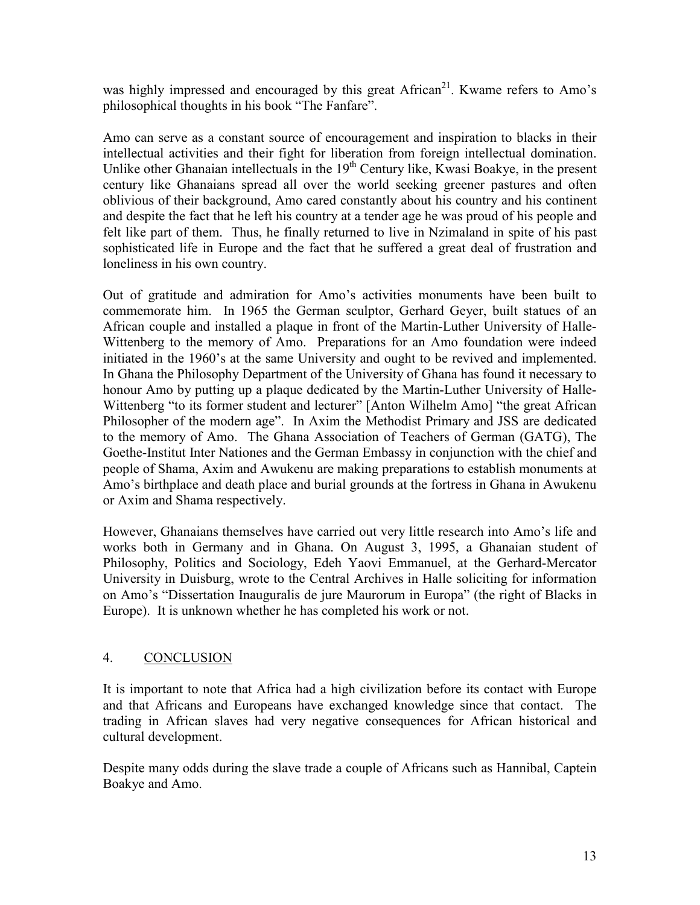was highly impressed and encouraged by this great African[21]. Kwame refers to Amo's philosophical thoughts in his book "The Fanfare".

Amo can serve as a constant source of encouragement and inspiration to blacks in their intellectual activities and their fight for liberation from foreign intellectual domination. Unlike other Ghanaian intellectuals in the 19th Century like, Kwasi Boakye, in the present century like Ghanaians spread all over the world seeking greener pastures and often oblivious of their background, Amo cared constantly about his country and his continent and despite the fact that he left his country at a tender age he was proud of his people and felt like part of them. Thus, he finally returned to live in Nzimaland in spite of his past sophisticated life in Europe and the fact that he suffered a great deal of frustration and loneliness in his own country.

Out of gratitude and admiration for Amo's activities monuments have been built to commemorate him. In 1965 the German sculptor, Gerhard Geyer, built statues of an African couple and installed a plaque in front of the Martin-Luther University of Halle-Wittenberg to the memory of Amo. Preparations for an Amo foundation were indeed initiated in the 1960's at the same University and ought to be revived and implemented. In Ghana the Philosophy Department of the University of Ghana has found it necessary to honour Amo by putting up a plaque dedicated by the Martin-Luther University of Halle-Wittenberg "to its former student and lecturer" [Anton Wilhelm Amo] "the great African Philosopher of the modern age". In Axim the Methodist Primary and JSS are dedicated to the memory of Amo. The Ghana Association of Teachers of German (GATG), The Goethe-Institut Inter Nationes and the German Embassy in conjunction with the chief and people of Shama, Axim and Awukenu are making preparations to establish monuments at Amo's birthplace and death place and burial grounds at the fortress in Ghana in Awukenu or Axim and Shama respectively.

However, Ghanaians themselves have carried out very little research into Amo's life and works both in Germany and in Ghana. On August 3, 1995, a Ghanaian student of Philosophy, Politics and Sociology, Edeh Yaovi Emmanuel, at the Gerhard-Mercator University in Duisburg, wrote to the Central Archives in Halle soliciting for information on Amo's "Dissertation Inauguralis de jure Maurorum in Europa" (the right of Blacks in Europe). It is unknown whether he has completed his work or not.

## 4. CONCLUSION

It is important to note that Africa had a high civilization before its contact with Europe and that Africans and Europeans have exchanged knowledge since that contact. The trading in African slaves had very negative consequences for African historical and cultural development.

Despite many odds during the slave trade a couple of Africans such as Hannibal, Captein Boakye and Amo.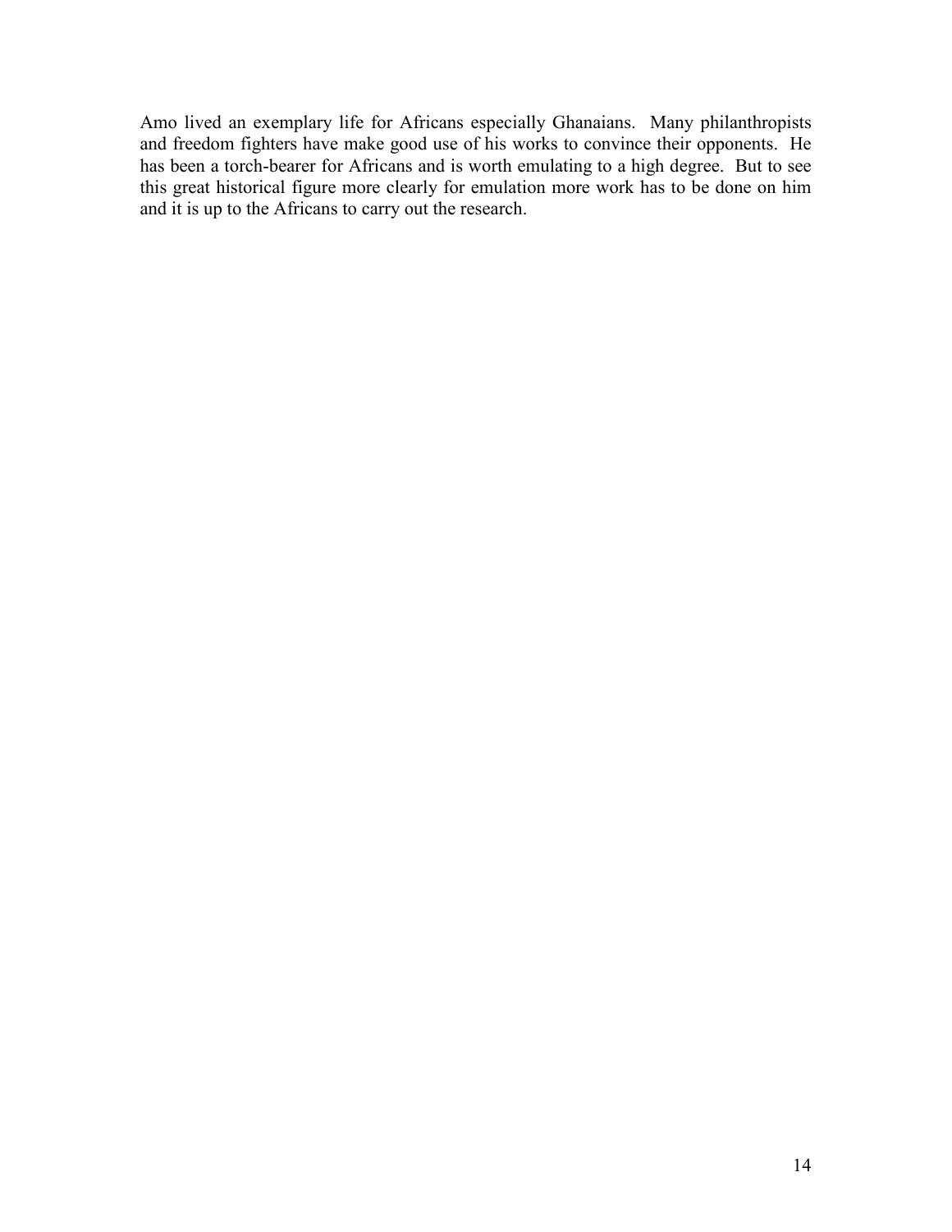Amo lived an exemplary life for Africans especially Ghanaians. Many philanthropists and freedom fighters have make good use of his works to convince their opponents. He has been a torch-bearer for Africans and is worth emulating to a high degree. But to see this great historical figure more clearly for emulation more work has to be done on him and it is up to the Africans to carry out the research.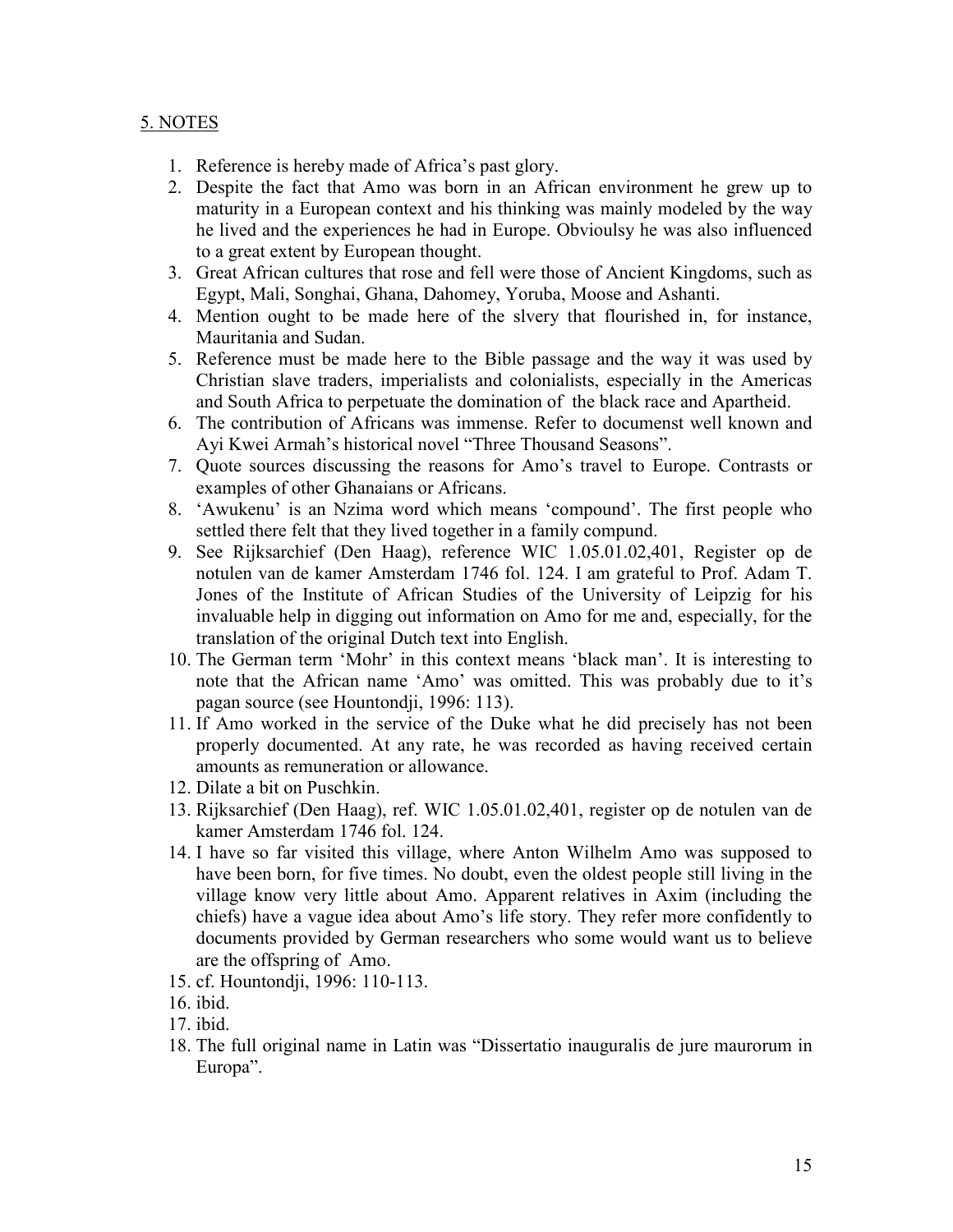## 5. NOTES

1. Reference is hereby made of Africa's past glory.
2. Despite the fact that Amo was born in an African environment he grew up to maturity in a European context and his thinking was mainly modeled by the way he lived and the experiences he had in Europe. Obvioulsy he was also influenced to a great extent by European thought.
3. Great African cultures that rose and fell were those of Ancient Kingdoms, such as Egypt, Mali, Songhai, Ghana, Dahomey, Yoruba, Moose and Ashanti.
4. Mention ought to be made here of the slvery that flourished in, for instance, Mauritania and Sudan.
5. Reference must be made here to the Bible passage and the way it was used by Christian slave traders, imperialists and colonialists, especially in the Americas and South Africa to perpetuate the domination of the black race and Apartheid.
6. The contribution of Africans was immense. Refer to documenst well known and Ayi Kwei Armah's historical novel "Three Thousand Seasons".
7. Quote sources discussing the reasons for Amo's travel to Europe. Contrasts or examples of other Ghanaians or Africans.
8. 'Awukenu' is an Nzima word which means 'compound'. The first people who settled there felt that they lived together in a family compund.
9. See Rijksarchief (Den Haag), reference WIC 1.05.01.02,401, Register op de notulen van de kamer Amsterdam 1746 fol. 124. I am grateful to Prof. Adam T. Jones of the Institute of African Studies of the University of Leipzig for his invaluable help in digging out information on Amo for me and, especially, for the translation of the original Dutch text into English.
10. The German term 'Mohr' in this context means 'black man'. It is interesting to note that the African name 'Amo' was omitted. This was probably due to it's pagan source (see Hountondji, 1996: 113).
11. If Amo worked in the service of the Duke what he did precisely has not been properly documented. At any rate, he was recorded as having received certain amounts as remuneration or allowance.
12. Dilate a bit on Puschkin.
13. Rijksarchief (Den Haag), ref. WIC 1.05.01.02,401, register op de notulen van de kamer Amsterdam 1746 fol. 124.
14. I have so far visited this village, where Anton Wilhelm Amo was supposed to have been born, for five times. No doubt, even the oldest people still living in the village know very little about Amo. Apparent relatives in Axim (including the chiefs) have a vague idea about Amo's life story. They refer more confidently to documents provided by German researchers who some would want us to believe are the offspring of Amo.
15. cf. Hountondji, 1996: 110-113.
16. ibid.
17. ibid.
18. The full original name in Latin was "Dissertatio inauguralis de jure maurorum in Europa".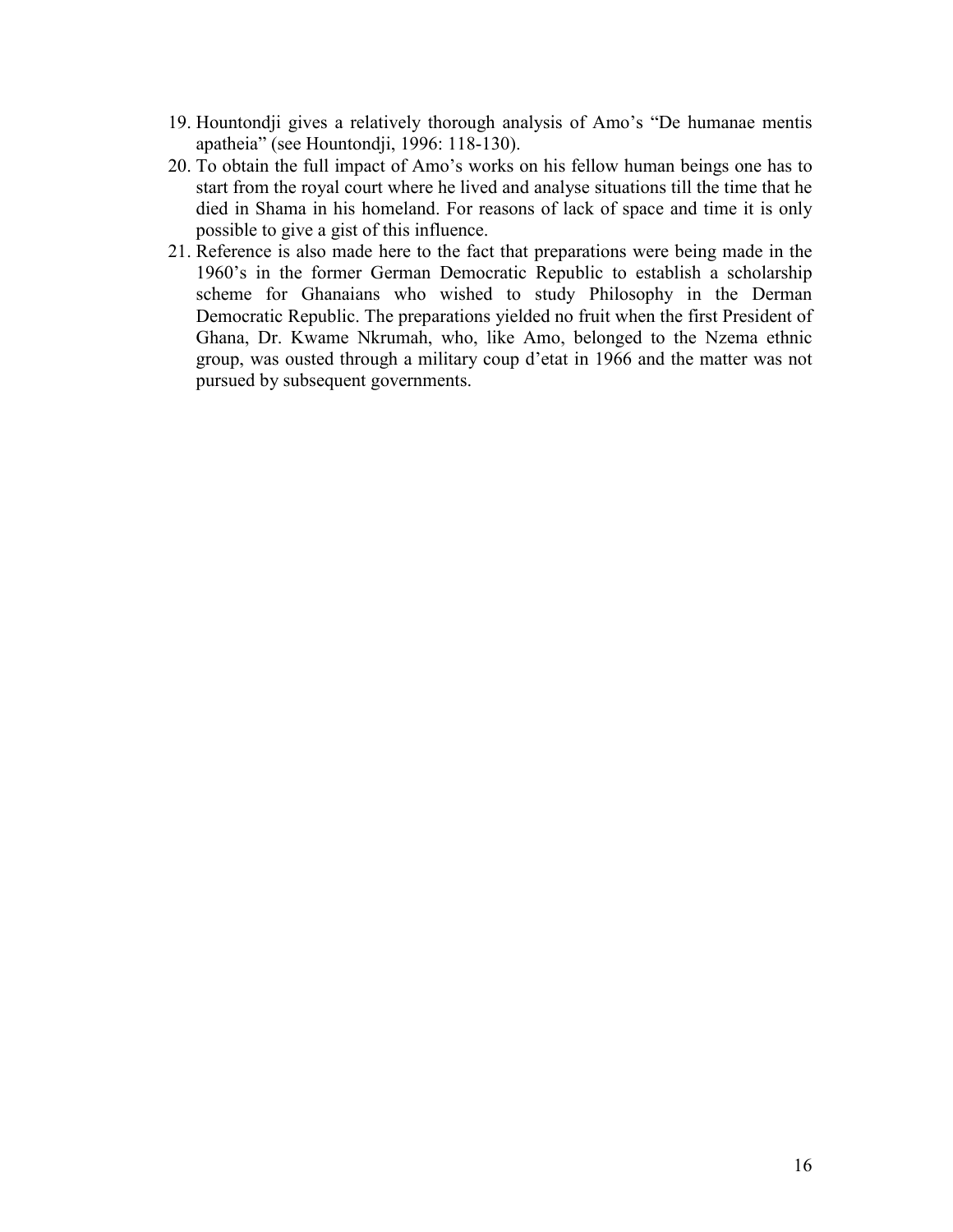19. Hountondji gives a relatively thorough analysis of Amo's "De humanae mentis apatheia" (see Hountondji, 1996: 118-130).
20. To obtain the full impact of Amo's works on his fellow human beings one has to start from the royal court where he lived and analyse situations till the time that he died in Shama in his homeland. For reasons of lack of space and time it is only possible to give a gist of this influence.
21. Reference is also made here to the fact that preparations were being made in the 1960's in the former German Democratic Republic to establish a scholarship scheme for Ghanaians who wished to study Philosophy in the Derman Democratic Republic. The preparations yielded no fruit when the first President of Ghana, Dr. Kwame Nkrumah, who, like Amo, belonged to the Nzema ethnic group, was ousted through a military coup d'etat in 1966 and the matter was not pursued by subsequent governments.